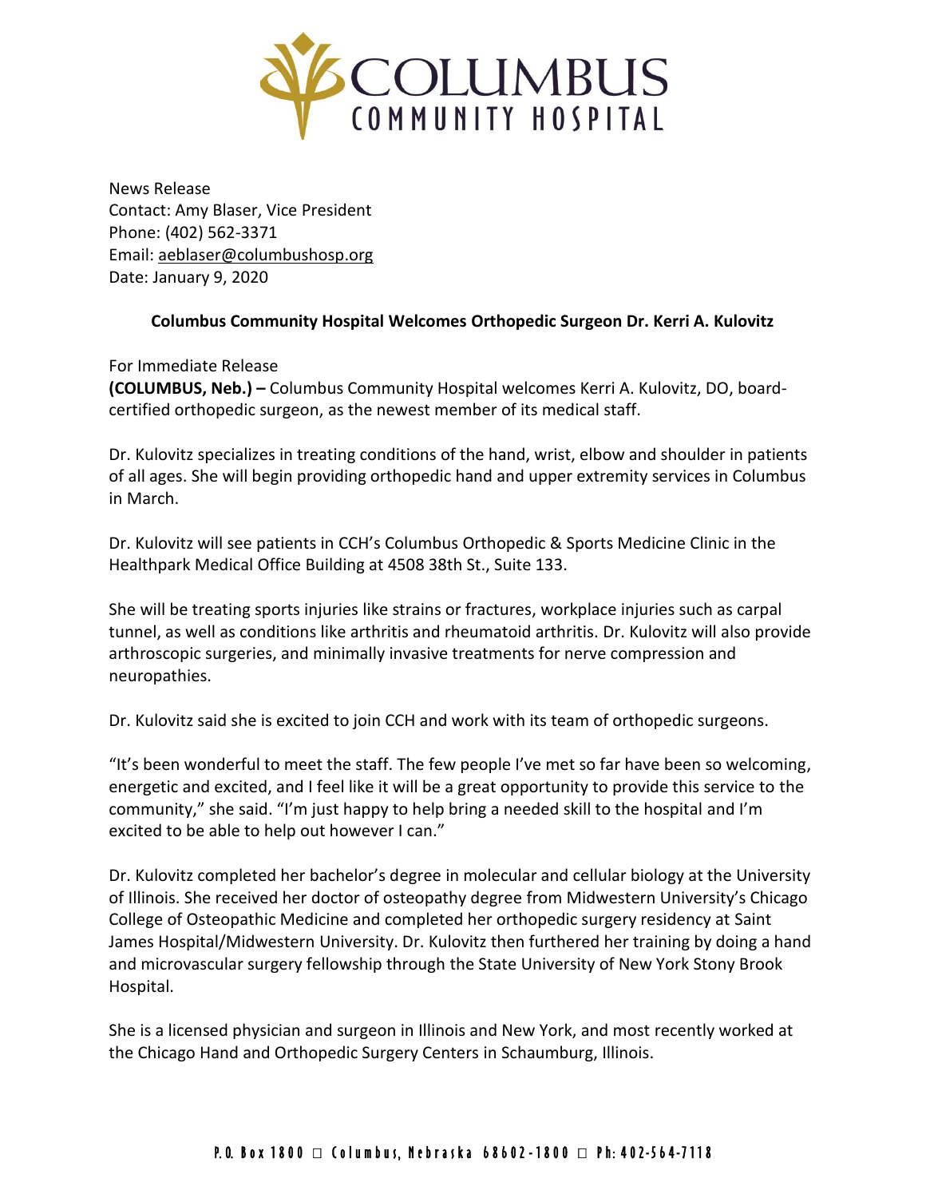News Release
Contact: Amy Blaser, Vice President
Phone: (402) 562-3371
Email: aeblaser@columbushosp.org
Date: January 9, 2020

**Columbus Community Hospital Welcomes Orthopedic Surgeon Dr. Kerri A. Kulovitz**

For Immediate Release
**(COLUMBUS, Neb.) –** Columbus Community Hospital welcomes Kerri A. Kulovitz, DO, board-certified orthopedic surgeon, as the newest member of its medical staff.

Dr. Kulovitz specializes in treating conditions of the hand, wrist, elbow and shoulder in patients of all ages. She will begin providing orthopedic hand and upper extremity services in Columbus in March.

Dr. Kulovitz will see patients in CCH's Columbus Orthopedic & Sports Medicine Clinic in the Healthpark Medical Office Building at 4508 38th St., Suite 133.

She will be treating sports injuries like strains or fractures, workplace injuries such as carpal tunnel, as well as conditions like arthritis and rheumatoid arthritis. Dr. Kulovitz will also provide arthroscopic surgeries, and minimally invasive treatments for nerve compression and neuropathies.

Dr. Kulovitz said she is excited to join CCH and work with its team of orthopedic surgeons.

"It's been wonderful to meet the staff. The few people I've met so far have been so welcoming, energetic and excited, and I feel like it will be a great opportunity to provide this service to the community," she said. "I'm just happy to help bring a needed skill to the hospital and I'm excited to be able to help out however I can."

Dr. Kulovitz completed her bachelor's degree in molecular and cellular biology at the University of Illinois. She received her doctor of osteopathy degree from Midwestern University's Chicago College of Osteopathic Medicine and completed her orthopedic surgery residency at Saint James Hospital/Midwestern University. Dr. Kulovitz then furthered her training by doing a hand and microvascular surgery fellowship through the State University of New York Stony Brook Hospital.

She is a licensed physician and surgeon in Illinois and New York, and most recently worked at the Chicago Hand and Orthopedic Surgery Centers in Schaumburg, Illinois.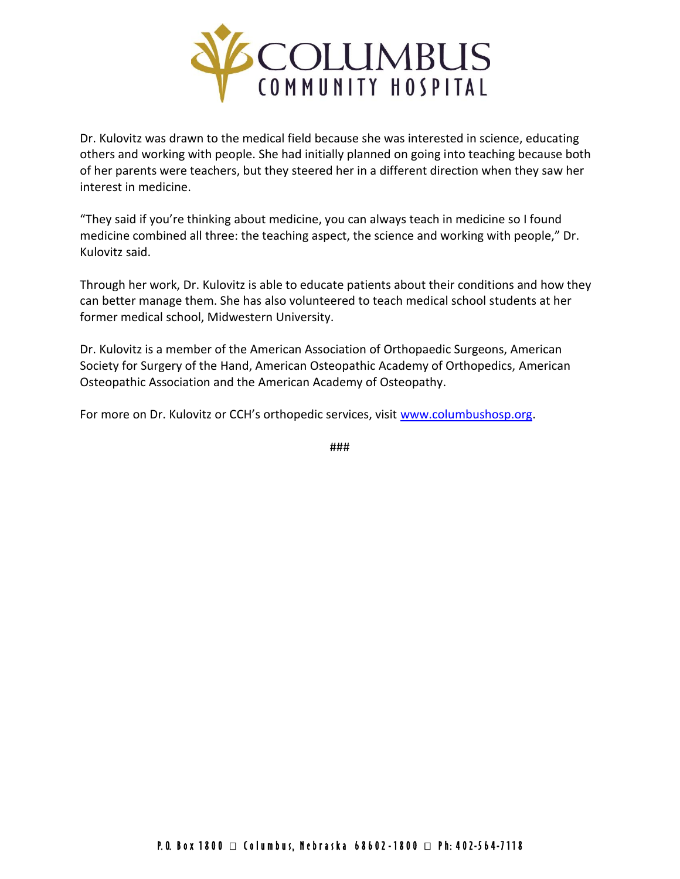Dr. Kulovitz was drawn to the medical field because she was interested in science, educating others and working with people. She had initially planned on going into teaching because both of her parents were teachers, but they steered her in a different direction when they saw her interest in medicine.

"They said if you're thinking about medicine, you can always teach in medicine so I found medicine combined all three: the teaching aspect, the science and working with people," Dr. Kulovitz said.

Through her work, Dr. Kulovitz is able to educate patients about their conditions and how they can better manage them. She has also volunteered to teach medical school students at her former medical school, Midwestern University.

Dr. Kulovitz is a member of the American Association of Orthopaedic Surgeons, American Society for Surgery of the Hand, American Osteopathic Academy of Orthopedics, American Osteopathic Association and the American Academy of Osteopathy.

For more on Dr. Kulovitz or CCH's orthopedic services, visit [www.columbushosp.org](http://www.columbushosp.org).

###